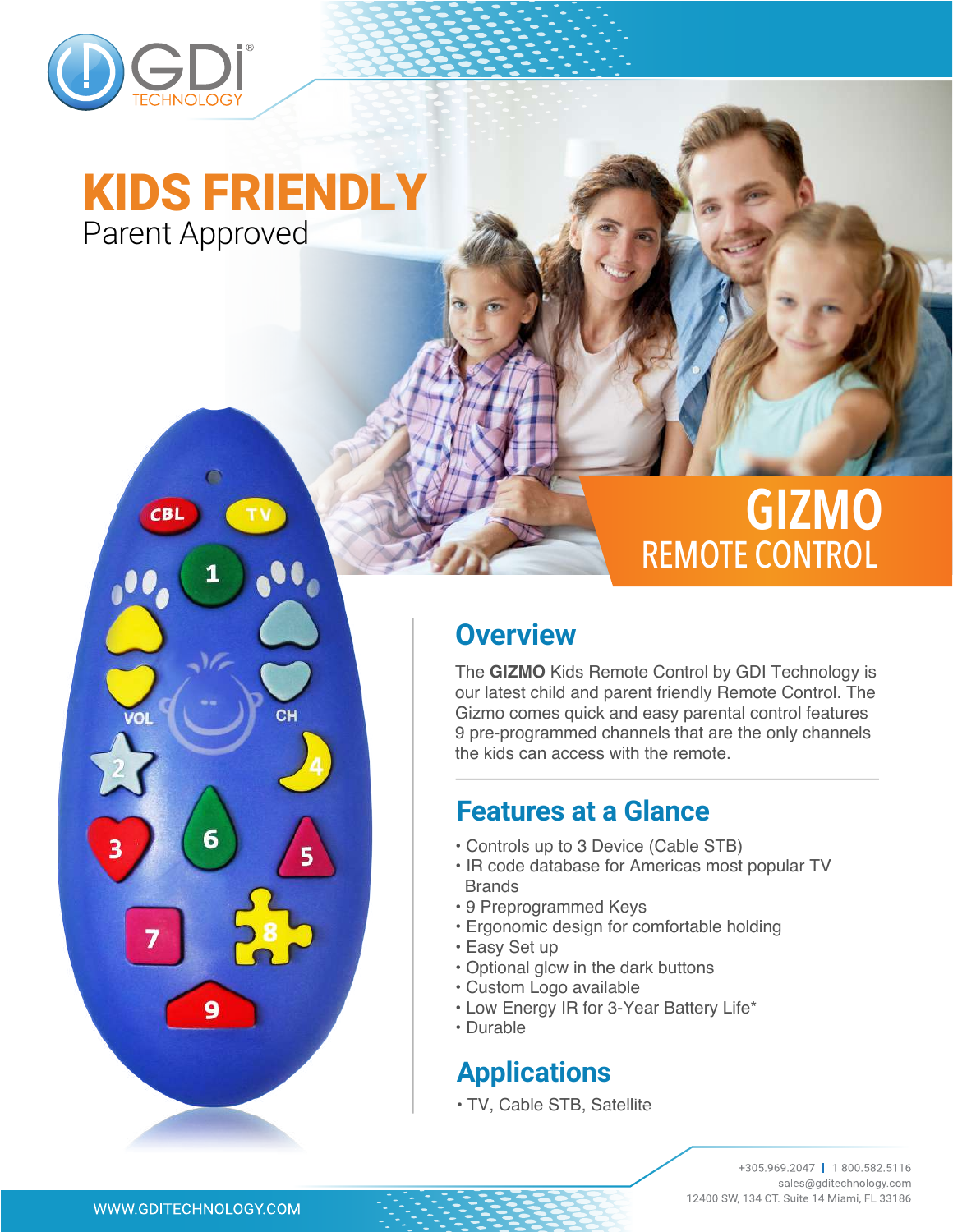GDi® TECHNOLOGY

# KIDS FRIENDLY
Parent Approved

## GIZMO
REMOTE CONTROL

## Overview

The **GIZMO** Kids Remote Control by GDI Technology is our latest child and parent friendly Remote Control. The Gizmo comes quick and easy parental control features 9 pre-programmed channels that are the only channels the kids can access with the remote.

## Features at a Glance

- Controls up to 3 Device (Cable STB)
- IR code database for Americas most popular TV Brands
- 9 Preprogrammed Keys
- Ergonomic design for comfortable holding
- Easy Set up
- Optional glcw in the dark buttons
- Custom Logo available
- Low Energy IR for 3-Year Battery Life*
- Durable

## Applications

- TV, Cable STB, Satellite

+305.969.2047 | 1 800.582.5116
sales@gditechnology.com
12400 SW, 134 CT. Suite 14 Miami, FL 33186

WWW.GDITECHNOLOGY.COM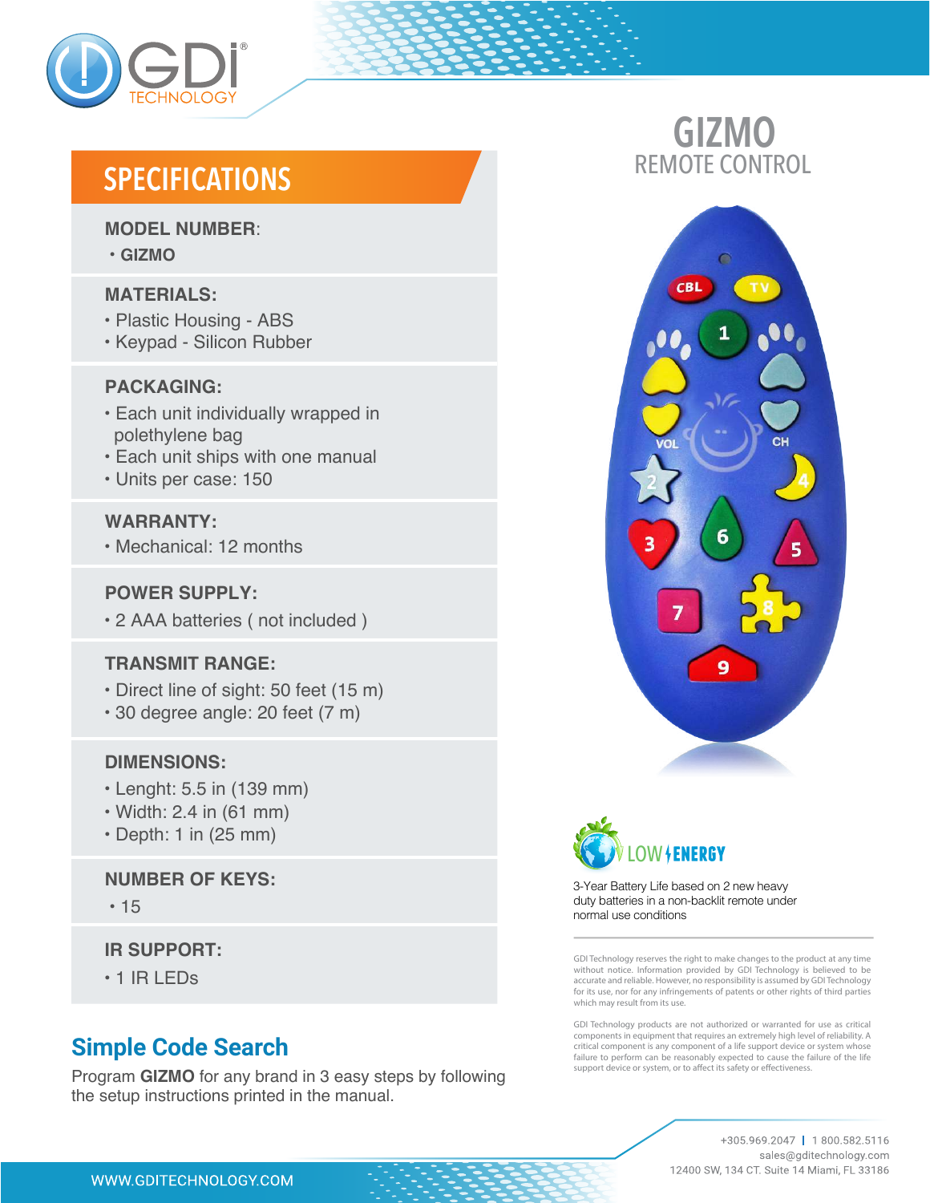# GIZMO
## REMOTE CONTROL

## SPECIFICATIONS

**MODEL NUMBER**:
- **GIZMO**

**MATERIALS:**
- Plastic Housing - ABS
- Keypad - Silicon Rubber

**PACKAGING:**
- Each unit individually wrapped in polethylene bag
- Each unit ships with one manual
- Units per case: 150

**WARRANTY:**
- Mechanical: 12 months

**POWER SUPPLY:**
- 2 AAA batteries ( not included )

**TRANSMIT RANGE:**
- Direct line of sight: 50 feet (15 m)
- 30 degree angle: 20 feet (7 m)

**DIMENSIONS:**
- Lenght: 5.5 in (139 mm)
- Width: 2.4 in (61 mm)
- Depth: 1 in (25 mm)

**NUMBER OF KEYS:**
- 15

**IR SUPPORT:**
- 1 IR LEDs

## Simple Code Search

Program **GIZMO** for any brand in 3 easy steps by following the setup instructions printed in the manual.

LOW ENERGY

3-Year Battery Life based on 2 new heavy duty batteries in a non-backlit remote under normal use conditions

GDI Technology reserves the right to make changes to the product at any time without notice. Information provided by GDI Technology is believed to be accurate and reliable. However, no responsibility is assumed by GDI Technology for its use, nor for any infringements of patents or other rights of third parties which may result from its use.

GDI Technology products are not authorized or warranted for use as critical components in equipment that requires an extremely high level of reliability. A critical component is any component of a life support device or system whose failure to perform can be reasonably expected to cause the failure of the life support device or system, or to affect its safety or effectiveness.

+305.969.2047 | 1 800.582.5116
sales@gditechnology.com
12400 SW, 134 CT. Suite 14 Miami, FL 33186

WWW.GDITECHNOLOGY.COM